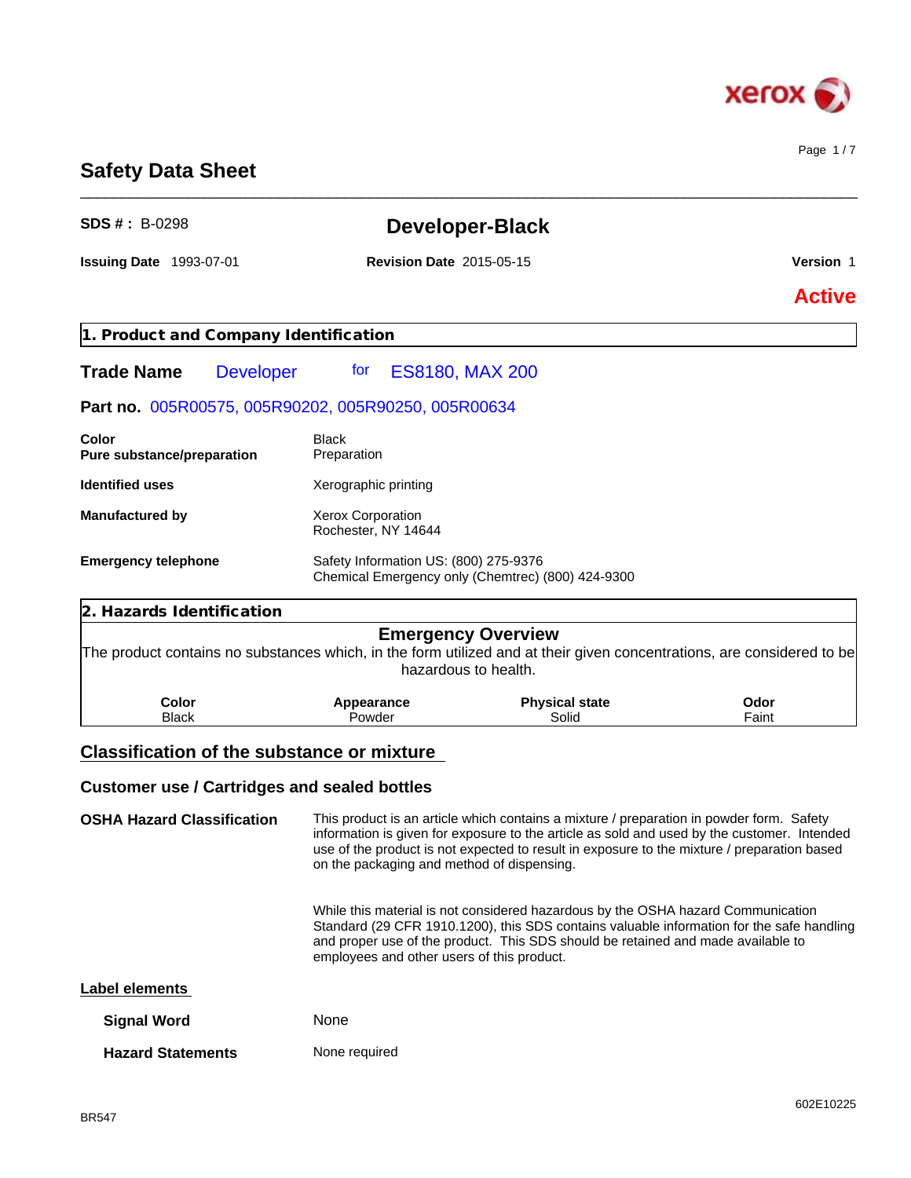# Safety Data Sheet

**SDS # :** B-0298

## Developer-Black

**Issuing Date** 1993-07-01 **Revision Date** 2015-05-15 **Version** 1

**Active**

## 1. Product and Company Identification

**Trade Name** Developer for ES8180, MAX 200

**Part no.** 005R00575, 005R90202, 005R90250, 005R00634

| | |
|---|---|
| **Color** | Black |
| **Pure substance/preparation** | Preparation |
| **Identified uses** | Xerographic printing |
| **Manufactured by** | Xerox Corporation<br>Rochester, NY 14644 |
| **Emergency telephone** | Safety Information US: (800) 275-9376<br>Chemical Emergency only (Chemtrec) (800) 424-9300 |

## 2. Hazards Identification

### Emergency Overview

The product contains no substances which, in the form utilized and at their given concentrations, are considered to be hazardous to health.

| Color | Appearance | Physical state | Odor |
|---|---|---|---|
| Black | Powder | Solid | Faint |

## Classification of the substance or mixture

### Customer use / Cartridges and sealed bottles

**OSHA Hazard Classification**

This product is an article which contains a mixture / preparation in powder form. Safety information is given for exposure to the article as sold and used by the customer. Intended use of the product is not expected to result in exposure to the mixture / preparation based on the packaging and method of dispensing.

While this material is not considered hazardous by the OSHA hazard Communication Standard (29 CFR 1910.1200), this SDS contains valuable information for the safe handling and proper use of the product. This SDS should be retained and made available to employees and other users of this product.

### Label elements

**Signal Word** None

**Hazard Statements** None required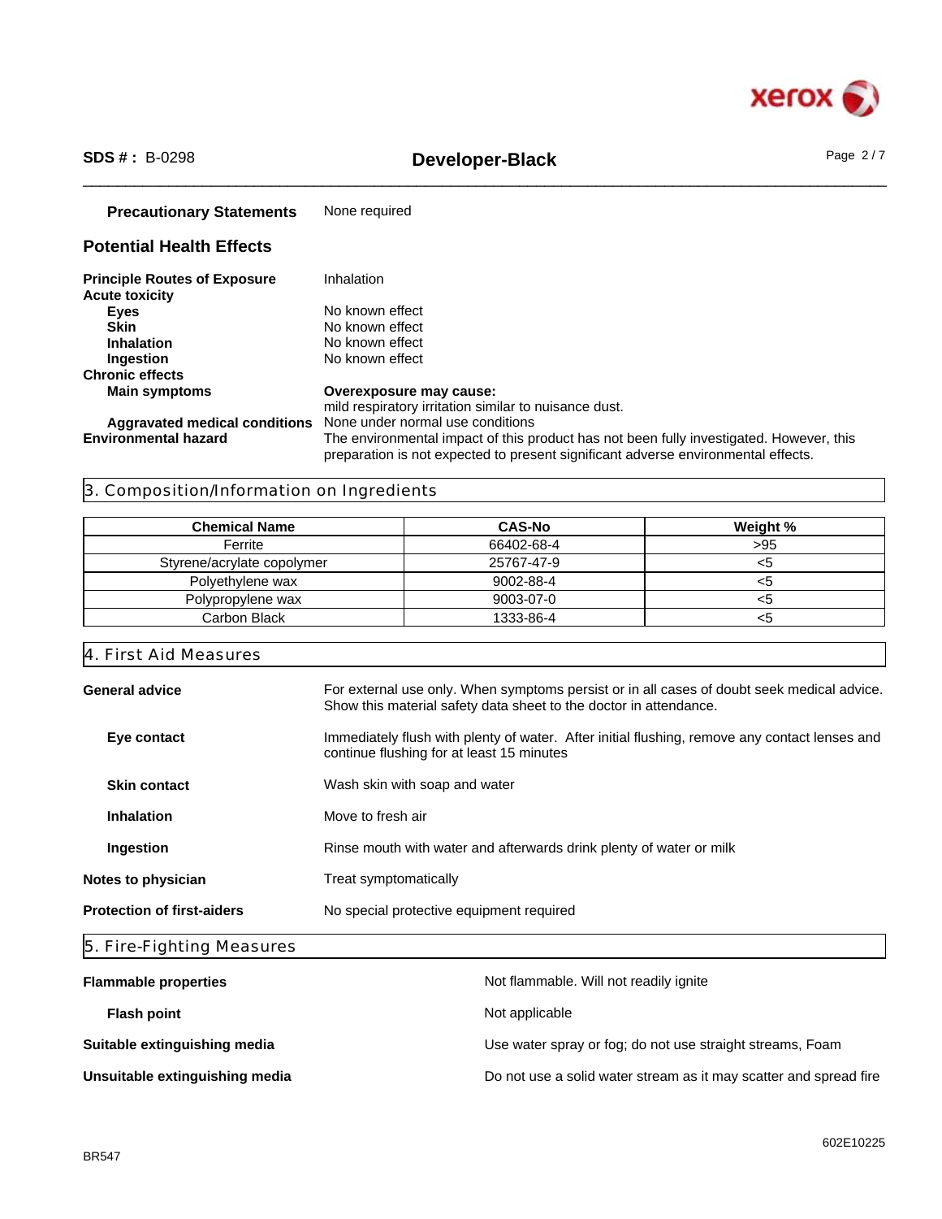**Precautionary Statements** None required

## Potential Health Effects

**Principle Routes of Exposure** Inhalation

**Acute toxicity**

- **Eyes** No known effect
- **Skin** No known effect
- **Inhalation** No known effect
- **Ingestion** No known effect

**Chronic effects**

- **Main symptoms** **Overexposure may cause:** mild respiratory irritation similar to nuisance dust.
- **Aggravated medical conditions** None under normal use conditions

**Environmental hazard** The environmental impact of this product has not been fully investigated. However, this preparation is not expected to present significant adverse environmental effects.

## 3. Composition/Information on Ingredients

| Chemical Name | CAS-No | Weight % |
|---|---|---|
| Ferrite | 66402-68-4 | >95 |
| Styrene/acrylate copolymer | 25767-47-9 | <5 |
| Polyethylene wax | 9002-88-4 | <5 |
| Polypropylene wax | 9003-07-0 | <5 |
| Carbon Black | 1333-86-4 | <5 |

## 4. First Aid Measures

**General advice** For external use only. When symptoms persist or in all cases of doubt seek medical advice. Show this material safety data sheet to the doctor in attendance.

**Eye contact** Immediately flush with plenty of water. After initial flushing, remove any contact lenses and continue flushing for at least 15 minutes

**Skin contact** Wash skin with soap and water

**Inhalation** Move to fresh air

**Ingestion** Rinse mouth with water and afterwards drink plenty of water or milk

**Notes to physician** Treat symptomatically

**Protection of first-aiders** No special protective equipment required

## 5. Fire-Fighting Measures

**Flammable properties** Not flammable. Will not readily ignite

**Flash point** Not applicable

**Suitable extinguishing media** Use water spray or fog; do not use straight streams, Foam

**Unsuitable extinguishing media** Do not use a solid water stream as it may scatter and spread fire

BR547

602E10225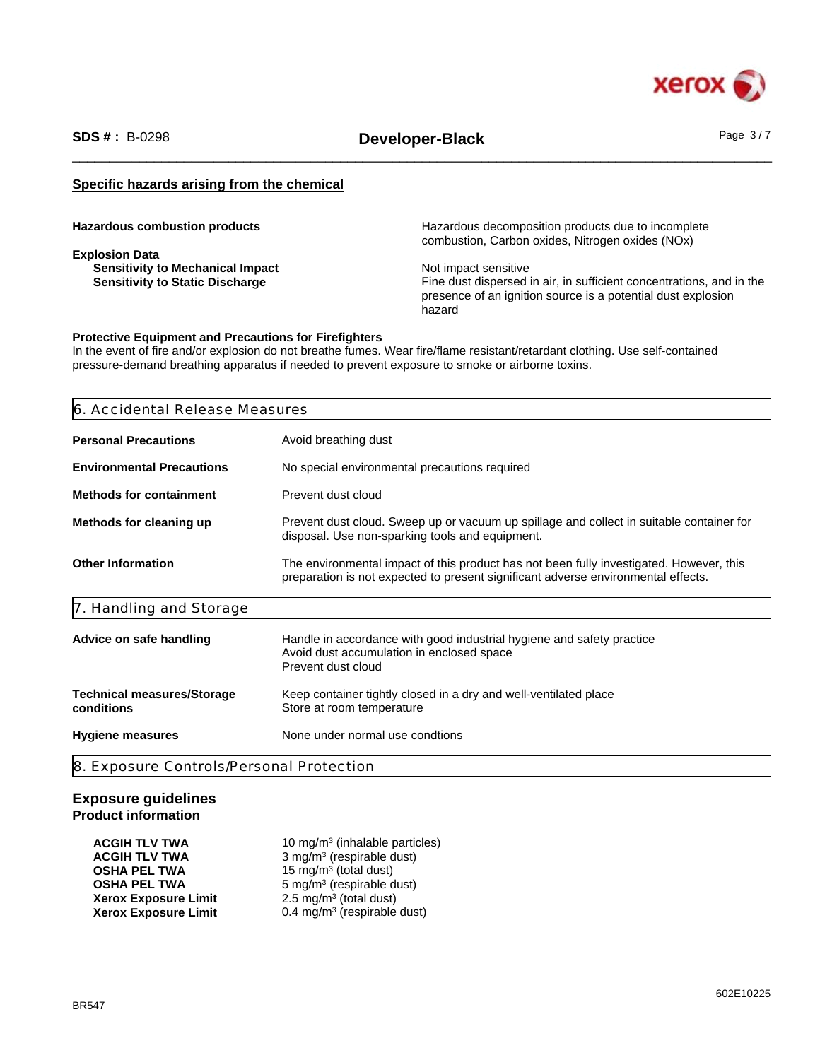## Specific hazards arising from the chemical

| | |
|---|---|
| **Hazardous combustion products** | Hazardous decomposition products due to incomplete combustion, Carbon oxides, Nitrogen oxides (NOx) |
| **Explosion Data** | |
| **Sensitivity to Mechanical Impact** | Not impact sensitive |
| **Sensitivity to Static Discharge** | Fine dust dispersed in air, in sufficient concentrations, and in the presence of an ignition source is a potential dust explosion hazard |

**Protective Equipment and Precautions for Firefighters**
In the event of fire and/or explosion do not breathe fumes. Wear fire/flame resistant/retardant clothing. Use self-contained pressure-demand breathing apparatus if needed to prevent exposure to smoke or airborne toxins.

## 6. Accidental Release Measures

| | |
|---|---|
| **Personal Precautions** | Avoid breathing dust |
| **Environmental Precautions** | No special environmental precautions required |
| **Methods for containment** | Prevent dust cloud |
| **Methods for cleaning up** | Prevent dust cloud. Sweep up or vacuum up spillage and collect in suitable container for disposal. Use non-sparking tools and equipment. |
| **Other Information** | The environmental impact of this product has not been fully investigated. However, this preparation is not expected to present significant adverse environmental effects. |

## 7. Handling and Storage

| | |
|---|---|
| **Advice on safe handling** | Handle in accordance with good industrial hygiene and safety practice<br>Avoid dust accumulation in enclosed space<br>Prevent dust cloud |
| **Technical measures/Storage conditions** | Keep container tightly closed in a dry and well-ventilated place<br>Store at room temperature |
| **Hygiene measures** | None under normal use condtions |

## 8. Exposure Controls/Personal Protection

### Exposure guidelines

**Product information**

| | |
|---|---|
| **ACGIH TLV TWA** | 10 mg/m$^3$ (inhalable particles) |
| **ACGIH TLV TWA** | 3 mg/m$^3$ (respirable dust) |
| **OSHA PEL TWA** | 15 mg/m$^3$ (total dust) |
| **OSHA PEL TWA** | 5 mg/m$^3$ (respirable dust) |
| **Xerox Exposure Limit** | 2.5 mg/m$^3$ (total dust) |
| **Xerox Exposure Limit** | 0.4 mg/m$^3$ (respirable dust) |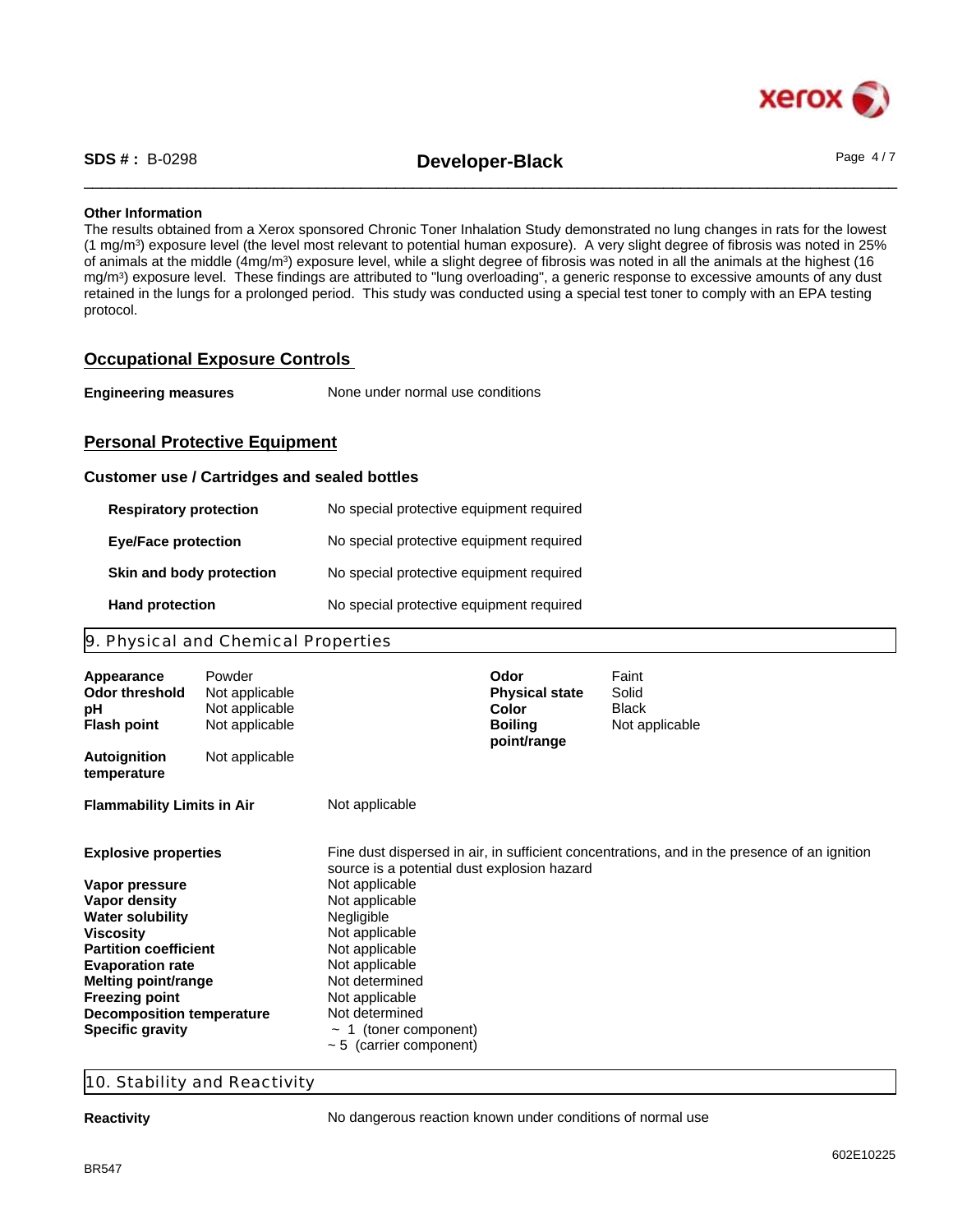**Other Information**

The results obtained from a Xerox sponsored Chronic Toner Inhalation Study demonstrated no lung changes in rats for the lowest (1 mg/m$^3$) exposure level (the level most relevant to potential human exposure). A very slight degree of fibrosis was noted in 25% of animals at the middle (4mg/m$^3$) exposure level, while a slight degree of fibrosis was noted in all the animals at the highest (16 mg/m$^3$) exposure level. These findings are attributed to "lung overloading", a generic response to excessive amounts of any dust retained in the lungs for a prolonged period. This study was conducted using a special test toner to comply with an EPA testing protocol.

## Occupational Exposure Controls

**Engineering measures** None under normal use conditions

## Personal Protective Equipment

### Customer use / Cartridges and sealed bottles

| | |
|---|---|
| **Respiratory protection** | No special protective equipment required |
| **Eye/Face protection** | No special protective equipment required |
| **Skin and body protection** | No special protective equipment required |
| **Hand protection** | No special protective equipment required |

## 9. Physical and Chemical Properties

| | | | |
|---|---|---|---|
| **Appearance** | Powder | **Odor** | Faint |
| **Odor threshold** | Not applicable | **Physical state** | Solid |
| **pH** | Not applicable | **Color** | Black |
| **Flash point** | Not applicable | **Boiling point/range** | Not applicable |
| **Autoignition temperature** | Not applicable | | |

| | |
|---|---|
| **Flammability Limits in Air** | Not applicable |
| **Explosive properties** | Fine dust dispersed in air, in sufficient concentrations, and in the presence of an ignition source is a potential dust explosion hazard |
| **Vapor pressure** | Not applicable |
| **Vapor density** | Not applicable |
| **Water solubility** | Negligible |
| **Viscosity** | Not applicable |
| **Partition coefficient** | Not applicable |
| **Evaporation rate** | Not applicable |
| **Melting point/range** | Not determined |
| **Freezing point** | Not applicable |
| **Decomposition temperature** | Not determined |
| **Specific gravity** | ~ 1 (toner component)<br>~ 5 (carrier component) |

## 10. Stability and Reactivity

**Reactivity** No dangerous reaction known under conditions of normal use

602E10225

BR547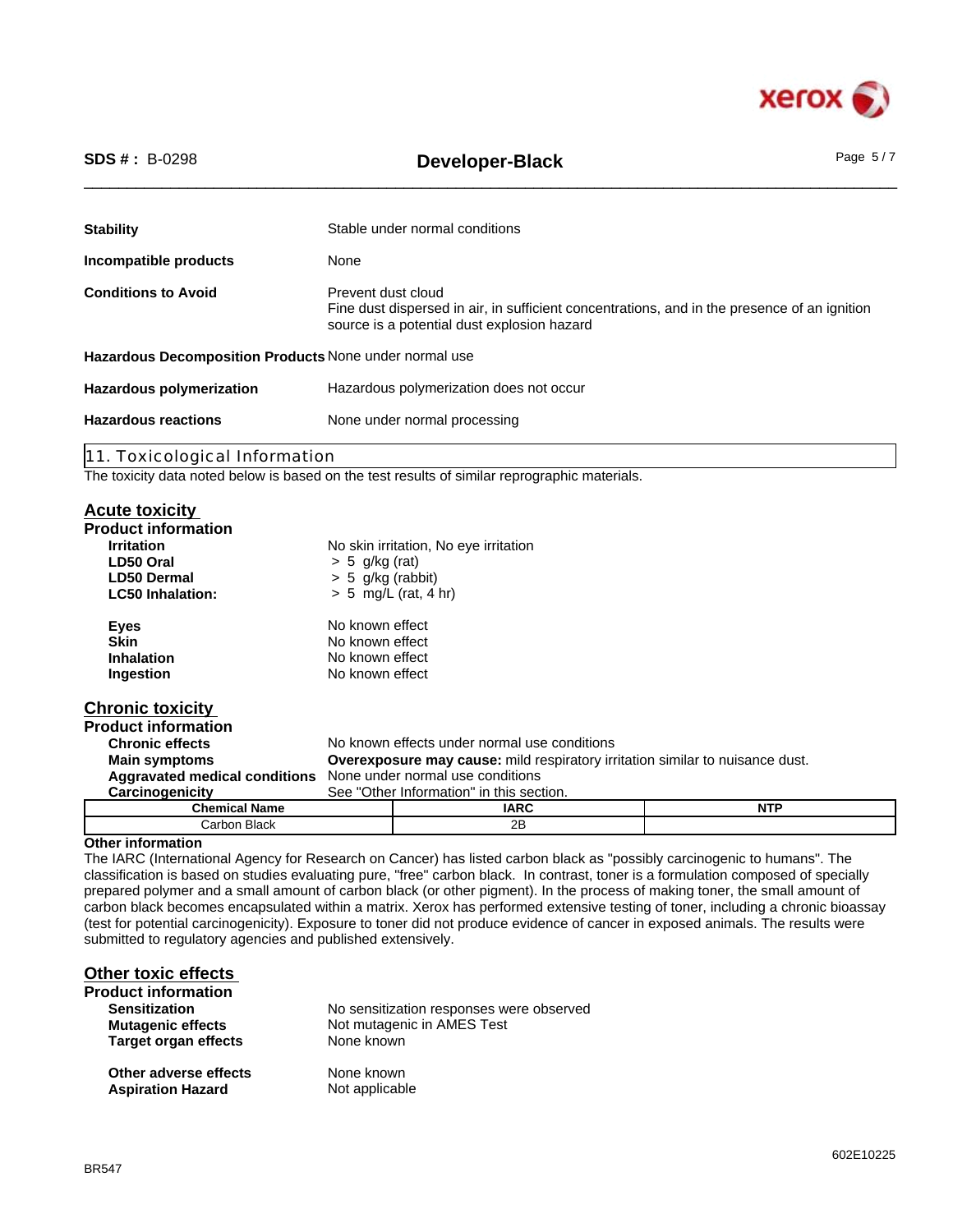**Stability** Stable under normal conditions

**Incompatible products** None

**Conditions to Avoid** Prevent dust cloud
Fine dust dispersed in air, in sufficient concentrations, and in the presence of an ignition source is a potential dust explosion hazard

**Hazardous Decomposition Products** None under normal use

**Hazardous polymerization** Hazardous polymerization does not occur

**Hazardous reactions** None under normal processing

## 11. Toxicological Information

The toxicity data noted below is based on the test results of similar reprographic materials.

### Acute toxicity

**Product information**

**Irritation** No skin irritation, No eye irritation
**LD50 Oral** > 5 g/kg (rat)
**LD50 Dermal** > 5 g/kg (rabbit)
**LC50 Inhalation:** > 5 mg/L (rat, 4 hr)

**Eyes** No known effect
**Skin** No known effect
**Inhalation** No known effect
**Ingestion** No known effect

### Chronic toxicity

**Product information**

**Chronic effects** No known effects under normal use conditions
**Main symptoms** **Overexposure may cause:** mild respiratory irritation similar to nuisance dust.
**Aggravated medical conditions** None under normal use conditions
**Carcinogenicity** See "Other Information" in this section.

| Chemical Name | IARC | NTP |
|---|---|---|
| Carbon Black | 2B | |

**Other information**

The IARC (International Agency for Research on Cancer) has listed carbon black as "possibly carcinogenic to humans". The classification is based on studies evaluating pure, "free" carbon black. In contrast, toner is a formulation composed of specially prepared polymer and a small amount of carbon black (or other pigment). In the process of making toner, the small amount of carbon black becomes encapsulated within a matrix. Xerox has performed extensive testing of toner, including a chronic bioassay (test for potential carcinogenicity). Exposure to toner did not produce evidence of cancer in exposed animals. The results were submitted to regulatory agencies and published extensively.

### Other toxic effects

**Product information**

**Sensitization** No sensitization responses were observed
**Mutagenic effects** Not mutagenic in AMES Test
**Target organ effects** None known

**Other adverse effects** None known
**Aspiration Hazard** Not applicable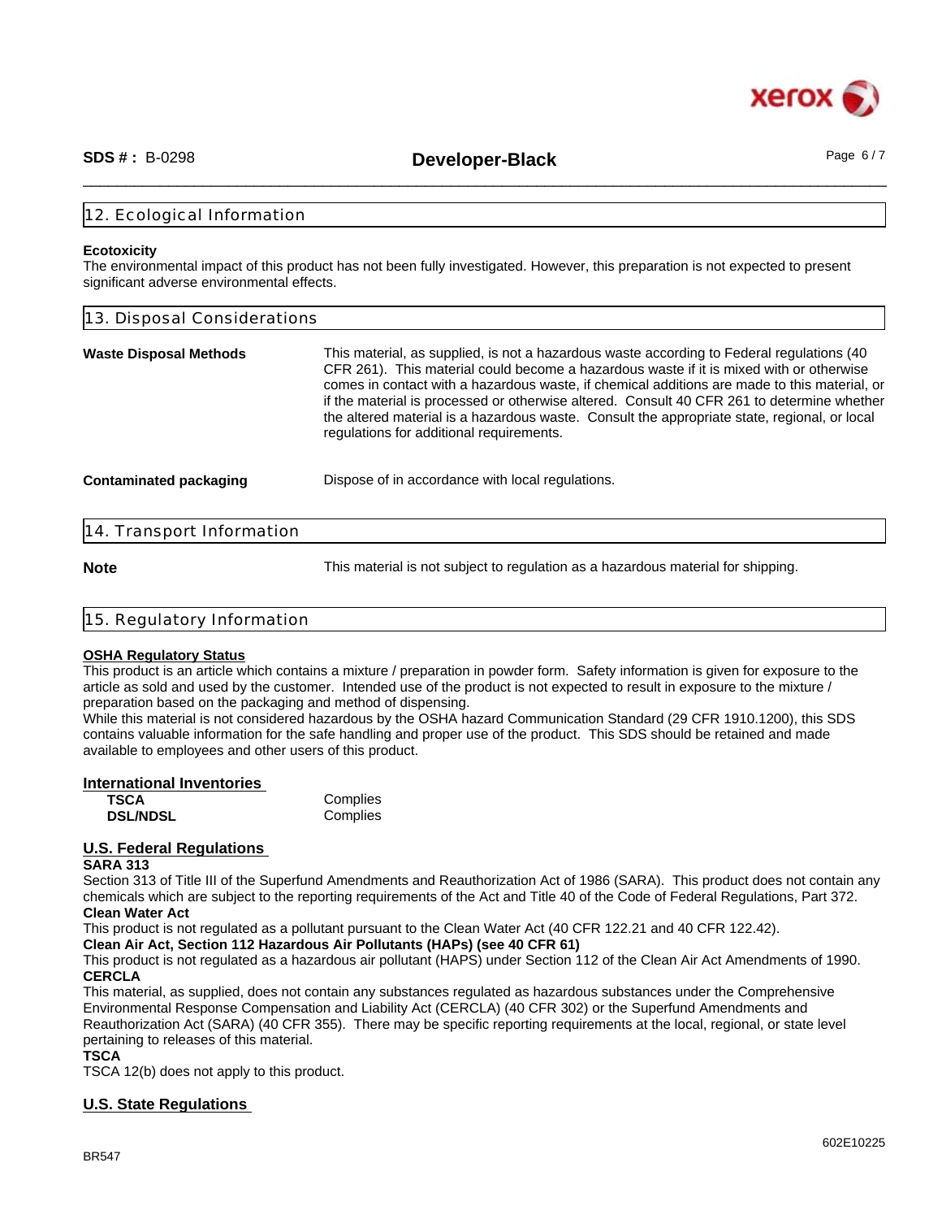## 12. Ecological Information

**Ecotoxicity**
The environmental impact of this product has not been fully investigated. However, this preparation is not expected to present significant adverse environmental effects.

## 13. Disposal Considerations

**Waste Disposal Methods** This material, as supplied, is not a hazardous waste according to Federal regulations (40 CFR 261). This material could become a hazardous waste if it is mixed with or otherwise comes in contact with a hazardous waste, if chemical additions are made to this material, or if the material is processed or otherwise altered. Consult 40 CFR 261 to determine whether the altered material is a hazardous waste. Consult the appropriate state, regional, or local regulations for additional requirements.

**Contaminated packaging** Dispose of in accordance with local regulations.

## 14. Transport Information

**Note** This material is not subject to regulation as a hazardous material for shipping.

## 15. Regulatory Information

**OSHA Regulatory Status**
This product is an article which contains a mixture / preparation in powder form. Safety information is given for exposure to the article as sold and used by the customer. Intended use of the product is not expected to result in exposure to the mixture / preparation based on the packaging and method of dispensing.
While this material is not considered hazardous by the OSHA hazard Communication Standard (29 CFR 1910.1200), this SDS contains valuable information for the safe handling and proper use of the product. This SDS should be retained and made available to employees and other users of this product.

**International Inventories**

| | |
|---|---|
| **TSCA** | Complies |
| **DSL/NDSL** | Complies |

**U.S. Federal Regulations**

**SARA 313**
Section 313 of Title III of the Superfund Amendments and Reauthorization Act of 1986 (SARA). This product does not contain any chemicals which are subject to the reporting requirements of the Act and Title 40 of the Code of Federal Regulations, Part 372.

**Clean Water Act**
This product is not regulated as a pollutant pursuant to the Clean Water Act (40 CFR 122.21 and 40 CFR 122.42).

**Clean Air Act, Section 112 Hazardous Air Pollutants (HAPs) (see 40 CFR 61)**
This product is not regulated as a hazardous air pollutant (HAPS) under Section 112 of the Clean Air Act Amendments of 1990.

**CERCLA**
This material, as supplied, does not contain any substances regulated as hazardous substances under the Comprehensive Environmental Response Compensation and Liability Act (CERCLA) (40 CFR 302) or the Superfund Amendments and Reauthorization Act (SARA) (40 CFR 355). There may be specific reporting requirements at the local, regional, or state level pertaining to releases of this material.

**TSCA**
TSCA 12(b) does not apply to this product.

**U.S. State Regulations**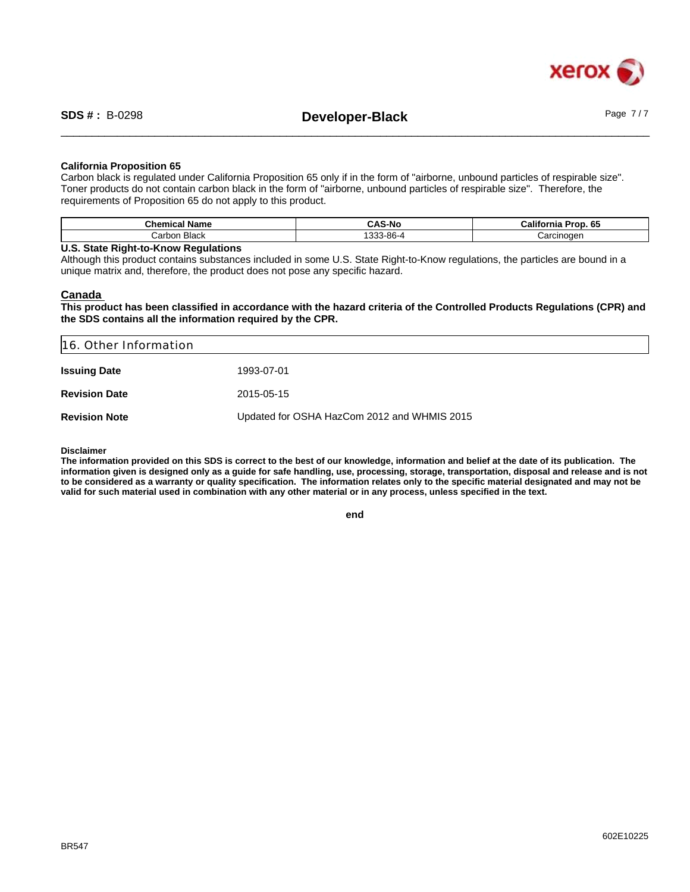#### California Proposition 65

Carbon black is regulated under California Proposition 65 only if in the form of "airborne, unbound particles of respirable size". Toner products do not contain carbon black in the form of "airborne, unbound particles of respirable size". Therefore, the requirements of Proposition 65 do not apply to this product.

| Chemical Name | CAS-No | California Prop. 65 |
|---|---|---|
| Carbon Black | 1333-86-4 | Carcinogen |

#### U.S. State Right-to-Know Regulations

Although this product contains substances included in some U.S. State Right-to-Know regulations, the particles are bound in a unique matrix and, therefore, the product does not pose any specific hazard.

#### Canada

**This product has been classified in accordance with the hazard criteria of the Controlled Products Regulations (CPR) and the SDS contains all the information required by the CPR.**

## 16. Other Information

**Issuing Date** 1993-07-01

**Revision Date** 2015-05-15

**Revision Note** Updated for OSHA HazCom 2012 and WHMIS 2015

**Disclaimer**

**The information provided on this SDS is correct to the best of our knowledge, information and belief at the date of its publication. The information given is designed only as a guide for safe handling, use, processing, storage, transportation, disposal and release and is not to be considered as a warranty or quality specification. The information relates only to the specific material designated and may not be valid for such material used in combination with any other material or in any process, unless specified in the text.**

**end**

BR547

602E10225